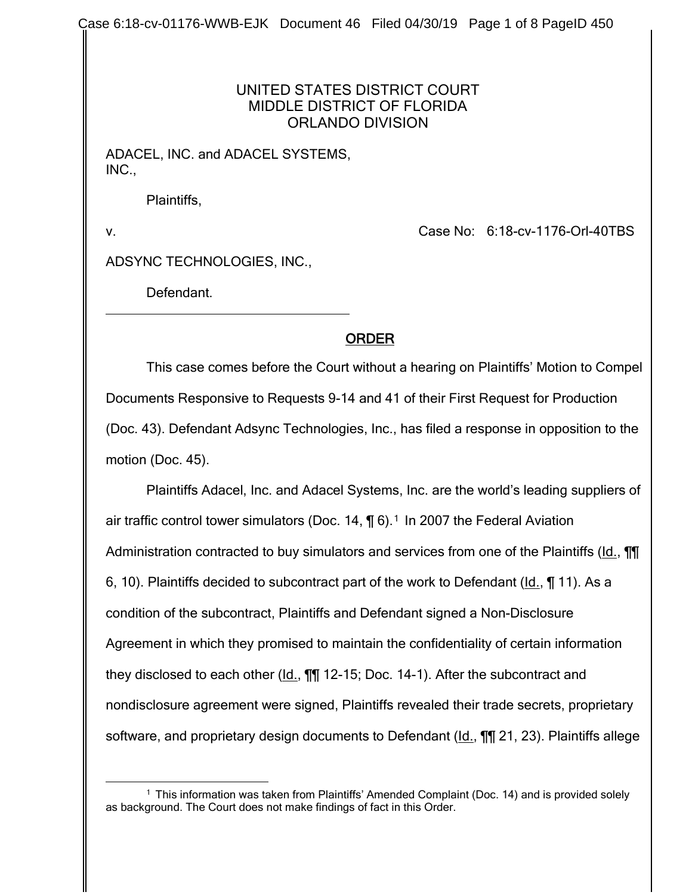UNITED STATES DISTRICT COURT
MIDDLE DISTRICT OF FLORIDA
ORLANDO DIVISION

ADACEL, INC. and ADACEL SYSTEMS, INC.,

Plaintiffs,

v. Case No: 6:18-cv-1176-Orl-40TBS

ADSYNC TECHNOLOGIES, INC.,

Defendant.

## ORDER

This case comes before the Court without a hearing on Plaintiffs' Motion to Compel Documents Responsive to Requests 9-14 and 41 of their First Request for Production (Doc. 43). Defendant Adsync Technologies, Inc., has filed a response in opposition to the motion (Doc. 45).

Plaintiffs Adacel, Inc. and Adacel Systems, Inc. are the world's leading suppliers of air traffic control tower simulators (Doc. 14, ¶ 6).[1] In 2007 the Federal Aviation Administration contracted to buy simulators and services from one of the Plaintiffs (Id., ¶¶ 6, 10). Plaintiffs decided to subcontract part of the work to Defendant (Id., ¶ 11). As a condition of the subcontract, Plaintiffs and Defendant signed a Non-Disclosure Agreement in which they promised to maintain the confidentiality of certain information they disclosed to each other (Id., ¶¶ 12-15; Doc. 14-1). After the subcontract and nondisclosure agreement were signed, Plaintiffs revealed their trade secrets, proprietary software, and proprietary design documents to Defendant (Id., ¶¶ 21, 23). Plaintiffs allege

[1] This information was taken from Plaintiffs' Amended Complaint (Doc. 14) and is provided solely as background. The Court does not make findings of fact in this Order.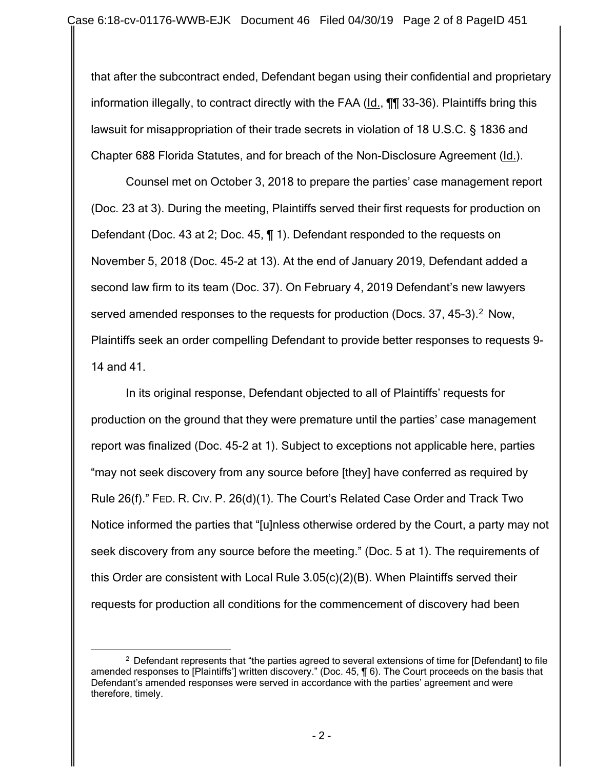that after the subcontract ended, Defendant began using their confidential and proprietary information illegally, to contract directly with the FAA (Id., ¶¶ 33-36). Plaintiffs bring this lawsuit for misappropriation of their trade secrets in violation of 18 U.S.C. § 1836 and Chapter 688 Florida Statutes, and for breach of the Non-Disclosure Agreement (Id.).

Counsel met on October 3, 2018 to prepare the parties' case management report (Doc. 23 at 3). During the meeting, Plaintiffs served their first requests for production on Defendant (Doc. 43 at 2; Doc. 45, ¶ 1). Defendant responded to the requests on November 5, 2018 (Doc. 45-2 at 13). At the end of January 2019, Defendant added a second law firm to its team (Doc. 37). On February 4, 2019 Defendant's new lawyers served amended responses to the requests for production (Docs. 37, 45-3).[2] Now, Plaintiffs seek an order compelling Defendant to provide better responses to requests 9-14 and 41.

In its original response, Defendant objected to all of Plaintiffs' requests for production on the ground that they were premature until the parties' case management report was finalized (Doc. 45-2 at 1). Subject to exceptions not applicable here, parties "may not seek discovery from any source before [they] have conferred as required by Rule 26(f)." FED. R. CIV. P. 26(d)(1). The Court's Related Case Order and Track Two Notice informed the parties that "[u]nless otherwise ordered by the Court, a party may not seek discovery from any source before the meeting." (Doc. 5 at 1). The requirements of this Order are consistent with Local Rule 3.05(c)(2)(B). When Plaintiffs served their requests for production all conditions for the commencement of discovery had been

[2] Defendant represents that "the parties agreed to several extensions of time for [Defendant] to file amended responses to [Plaintiffs'] written discovery." (Doc. 45, ¶ 6). The Court proceeds on the basis that Defendant's amended responses were served in accordance with the parties' agreement and were therefore, timely.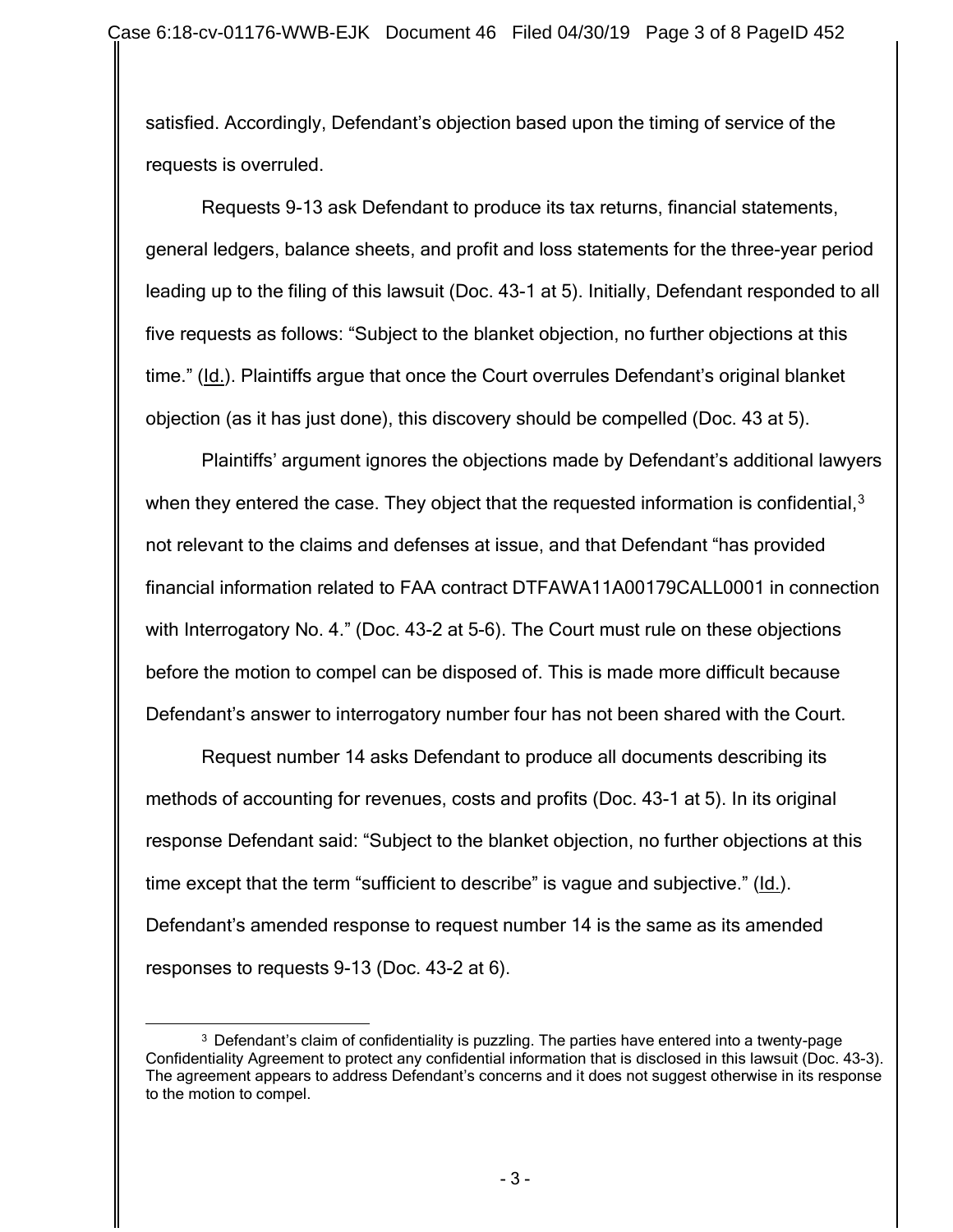satisfied. Accordingly, Defendant's objection based upon the timing of service of the requests is overruled.

Requests 9-13 ask Defendant to produce its tax returns, financial statements, general ledgers, balance sheets, and profit and loss statements for the three-year period leading up to the filing of this lawsuit (Doc. 43-1 at 5). Initially, Defendant responded to all five requests as follows: "Subject to the blanket objection, no further objections at this time." (Id.). Plaintiffs argue that once the Court overrules Defendant's original blanket objection (as it has just done), this discovery should be compelled (Doc. 43 at 5).

Plaintiffs' argument ignores the objections made by Defendant's additional lawyers when they entered the case. They object that the requested information is confidential,[3] not relevant to the claims and defenses at issue, and that Defendant "has provided financial information related to FAA contract DTFAWA11A00179CALL0001 in connection with Interrogatory No. 4." (Doc. 43-2 at 5-6). The Court must rule on these objections before the motion to compel can be disposed of. This is made more difficult because Defendant's answer to interrogatory number four has not been shared with the Court.

Request number 14 asks Defendant to produce all documents describing its methods of accounting for revenues, costs and profits (Doc. 43-1 at 5). In its original response Defendant said: "Subject to the blanket objection, no further objections at this time except that the term "sufficient to describe" is vague and subjective." (Id.). Defendant's amended response to request number 14 is the same as its amended responses to requests 9-13 (Doc. 43-2 at 6).

[3] Defendant's claim of confidentiality is puzzling. The parties have entered into a twenty-page Confidentiality Agreement to protect any confidential information that is disclosed in this lawsuit (Doc. 43-3). The agreement appears to address Defendant's concerns and it does not suggest otherwise in its response to the motion to compel.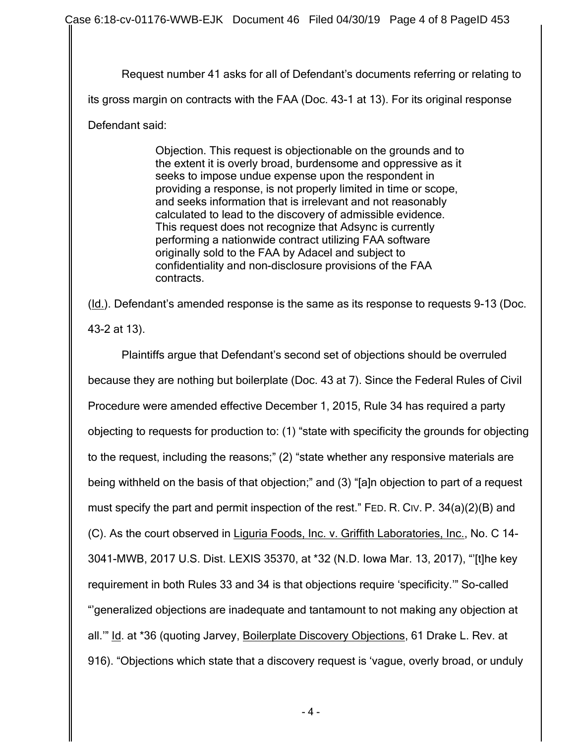Request number 41 asks for all of Defendant's documents referring or relating to its gross margin on contracts with the FAA (Doc. 43-1 at 13). For its original response Defendant said:

> Objection. This request is objectionable on the grounds and to the extent it is overly broad, burdensome and oppressive as it seeks to impose undue expense upon the respondent in providing a response, is not properly limited in time or scope, and seeks information that is irrelevant and not reasonably calculated to lead to the discovery of admissible evidence. This request does not recognize that Adsync is currently performing a nationwide contract utilizing FAA software originally sold to the FAA by Adacel and subject to confidentiality and non-disclosure provisions of the FAA contracts.

(Id.). Defendant's amended response is the same as its response to requests 9-13 (Doc. 43-2 at 13).

Plaintiffs argue that Defendant's second set of objections should be overruled because they are nothing but boilerplate (Doc. 43 at 7). Since the Federal Rules of Civil Procedure were amended effective December 1, 2015, Rule 34 has required a party objecting to requests for production to: (1) "state with specificity the grounds for objecting to the request, including the reasons;" (2) "state whether any responsive materials are being withheld on the basis of that objection;" and (3) "[a]n objection to part of a request must specify the part and permit inspection of the rest." FED. R. CIV. P. 34(a)(2)(B) and (C). As the court observed in Liguria Foods, Inc. v. Griffith Laboratories, Inc., No. C 14-3041-MWB, 2017 U.S. Dist. LEXIS 35370, at *32 (N.D. Iowa Mar. 13, 2017), "'[t]he key requirement in both Rules 33 and 34 is that objections require 'specificity.'" So-called "'generalized objections are inadequate and tantamount to not making any objection at all.'" Id. at *36 (quoting Jarvey, Boilerplate Discovery Objections, 61 Drake L. Rev. at 916). "Objections which state that a discovery request is 'vague, overly broad, or unduly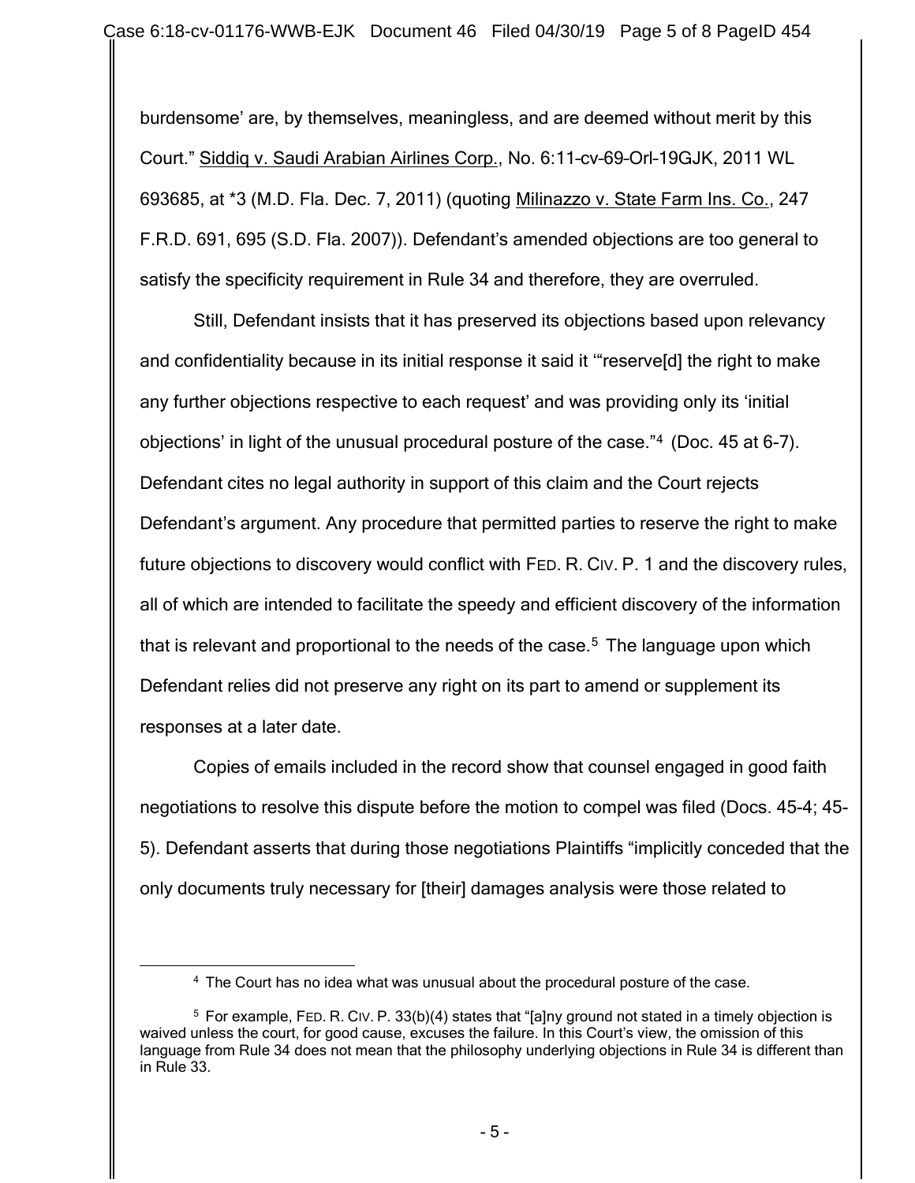burdensome' are, by themselves, meaningless, and are deemed without merit by this Court." Siddiq v. Saudi Arabian Airlines Corp., No. 6:11-cv-69-Orl-19GJK, 2011 WL 693685, at *3 (M.D. Fla. Dec. 7, 2011) (quoting Milinazzo v. State Farm Ins. Co., 247 F.R.D. 691, 695 (S.D. Fla. 2007)). Defendant's amended objections are too general to satisfy the specificity requirement in Rule 34 and therefore, they are overruled.

Still, Defendant insists that it has preserved its objections based upon relevancy and confidentiality because in its initial response it said it '"reserve[d] the right to make any further objections respective to each request' and was providing only its 'initial objections' in light of the unusual procedural posture of the case."[4] (Doc. 45 at 6-7). Defendant cites no legal authority in support of this claim and the Court rejects Defendant's argument. Any procedure that permitted parties to reserve the right to make future objections to discovery would conflict with FED. R. CIV. P. 1 and the discovery rules, all of which are intended to facilitate the speedy and efficient discovery of the information that is relevant and proportional to the needs of the case.[5] The language upon which Defendant relies did not preserve any right on its part to amend or supplement its responses at a later date.

Copies of emails included in the record show that counsel engaged in good faith negotiations to resolve this dispute before the motion to compel was filed (Docs. 45-4; 45-5). Defendant asserts that during those negotiations Plaintiffs "implicitly conceded that the only documents truly necessary for [their] damages analysis were those related to

---

[4] The Court has no idea what was unusual about the procedural posture of the case.

[5] For example, FED. R. CIV. P. 33(b)(4) states that "[a]ny ground not stated in a timely objection is waived unless the court, for good cause, excuses the failure. In this Court's view, the omission of this language from Rule 34 does not mean that the philosophy underlying objections in Rule 34 is different than in Rule 33.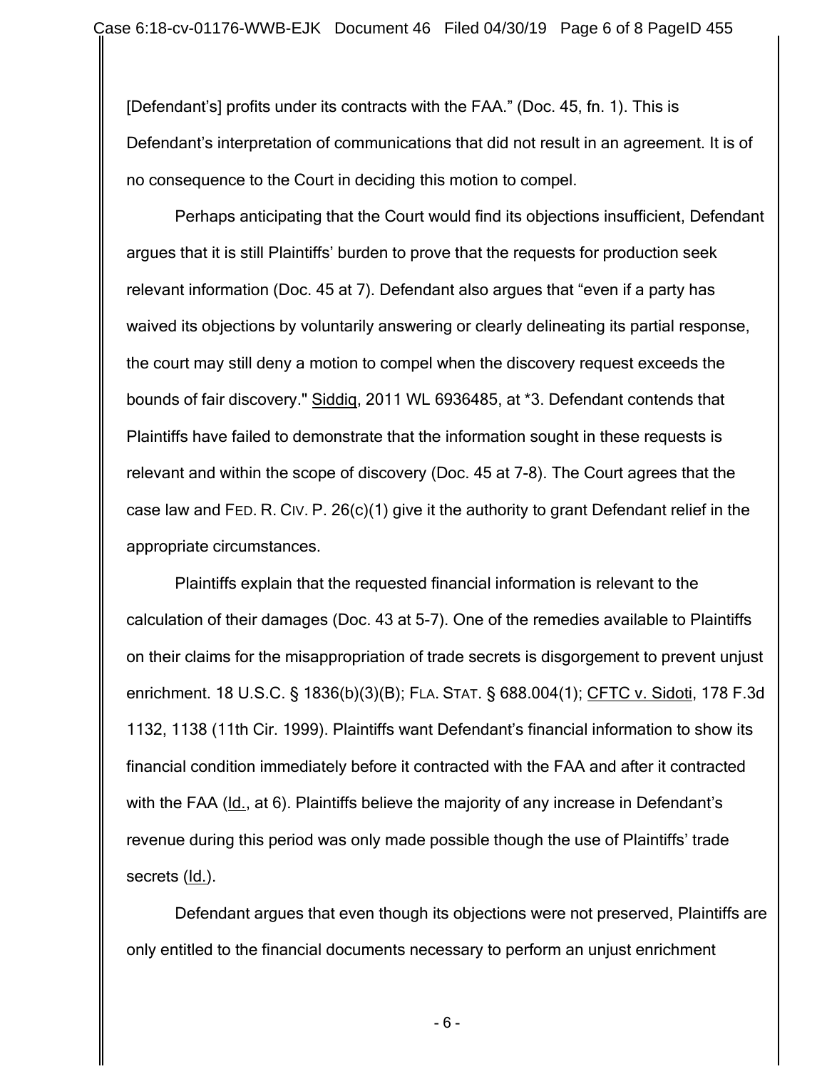[Defendant's] profits under its contracts with the FAA." (Doc. 45, fn. 1). This is Defendant's interpretation of communications that did not result in an agreement. It is of no consequence to the Court in deciding this motion to compel.

Perhaps anticipating that the Court would find its objections insufficient, Defendant argues that it is still Plaintiffs' burden to prove that the requests for production seek relevant information (Doc. 45 at 7). Defendant also argues that "even if a party has waived its objections by voluntarily answering or clearly delineating its partial response, the court may still deny a motion to compel when the discovery request exceeds the bounds of fair discovery." Siddiq, 2011 WL 6936485, at *3. Defendant contends that Plaintiffs have failed to demonstrate that the information sought in these requests is relevant and within the scope of discovery (Doc. 45 at 7-8). The Court agrees that the case law and FED. R. CIV. P. 26(c)(1) give it the authority to grant Defendant relief in the appropriate circumstances.

Plaintiffs explain that the requested financial information is relevant to the calculation of their damages (Doc. 43 at 5-7). One of the remedies available to Plaintiffs on their claims for the misappropriation of trade secrets is disgorgement to prevent unjust enrichment. 18 U.S.C. § 1836(b)(3)(B); FLA. STAT. § 688.004(1); CFTC v. Sidoti, 178 F.3d 1132, 1138 (11th Cir. 1999). Plaintiffs want Defendant's financial information to show its financial condition immediately before it contracted with the FAA and after it contracted with the FAA (Id., at 6). Plaintiffs believe the majority of any increase in Defendant's revenue during this period was only made possible though the use of Plaintiffs' trade secrets (Id.).

Defendant argues that even though its objections were not preserved, Plaintiffs are only entitled to the financial documents necessary to perform an unjust enrichment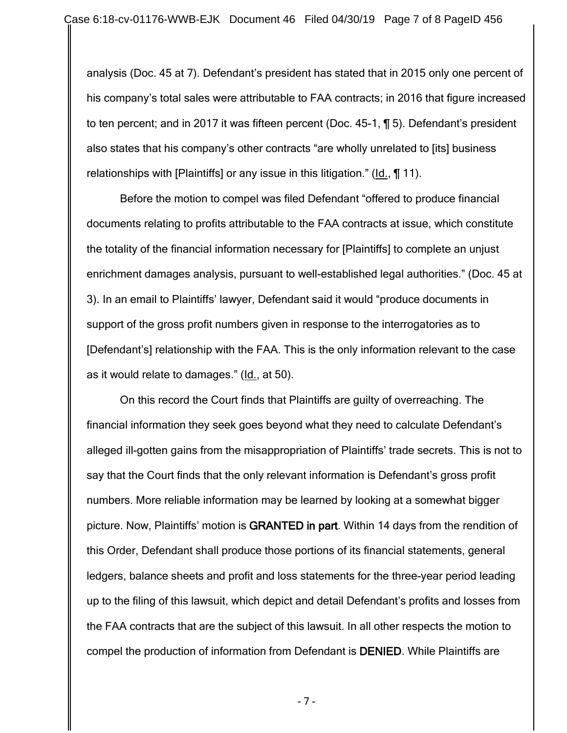analysis (Doc. 45 at 7). Defendant's president has stated that in 2015 only one percent of his company's total sales were attributable to FAA contracts; in 2016 that figure increased to ten percent; and in 2017 it was fifteen percent (Doc. 45-1, ¶ 5). Defendant's president also states that his company's other contracts "are wholly unrelated to [its] business relationships with [Plaintiffs] or any issue in this litigation." (Id., ¶ 11).

Before the motion to compel was filed Defendant "offered to produce financial documents relating to profits attributable to the FAA contracts at issue, which constitute the totality of the financial information necessary for [Plaintiffs] to complete an unjust enrichment damages analysis, pursuant to well-established legal authorities." (Doc. 45 at 3). In an email to Plaintiffs' lawyer, Defendant said it would "produce documents in support of the gross profit numbers given in response to the interrogatories as to [Defendant's] relationship with the FAA. This is the only information relevant to the case as it would relate to damages." (Id., at 50).

On this record the Court finds that Plaintiffs are guilty of overreaching. The financial information they seek goes beyond what they need to calculate Defendant's alleged ill-gotten gains from the misappropriation of Plaintiffs' trade secrets. This is not to say that the Court finds that the only relevant information is Defendant's gross profit numbers. More reliable information may be learned by looking at a somewhat bigger picture. Now, Plaintiffs' motion is **GRANTED in part**. Within 14 days from the rendition of this Order, Defendant shall produce those portions of its financial statements, general ledgers, balance sheets and profit and loss statements for the three-year period leading up to the filing of this lawsuit, which depict and detail Defendant's profits and losses from the FAA contracts that are the subject of this lawsuit. In all other respects the motion to compel the production of information from Defendant is **DENIED**. While Plaintiffs are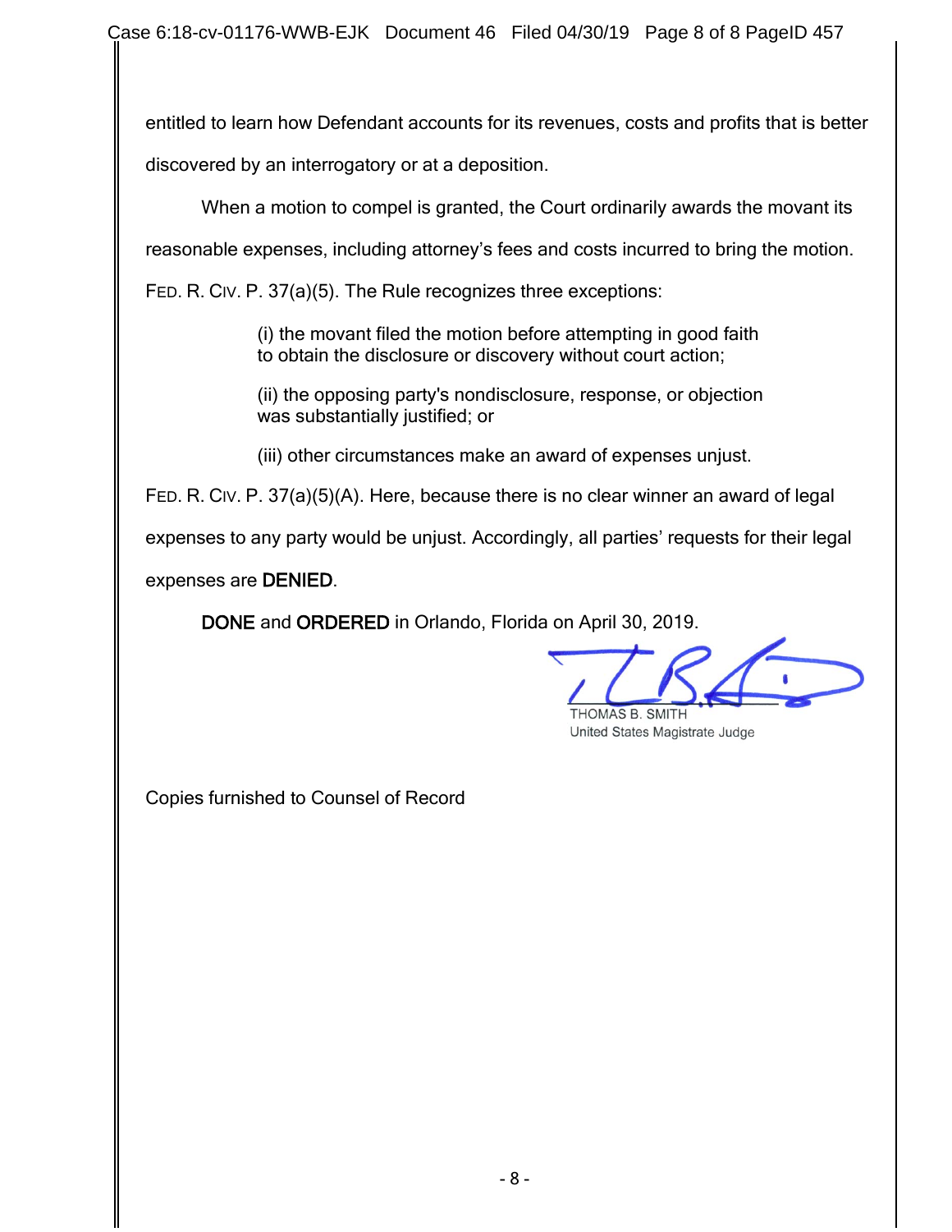entitled to learn how Defendant accounts for its revenues, costs and profits that is better discovered by an interrogatory or at a deposition.

When a motion to compel is granted, the Court ordinarily awards the movant its reasonable expenses, including attorney's fees and costs incurred to bring the motion. FED. R. CIV. P. 37(a)(5). The Rule recognizes three exceptions:

> (i) the movant filed the motion before attempting in good faith to obtain the disclosure or discovery without court action;
>
> (ii) the opposing party's nondisclosure, response, or objection was substantially justified; or
>
> (iii) other circumstances make an award of expenses unjust.

FED. R. CIV. P. 37(a)(5)(A). Here, because there is no clear winner an award of legal expenses to any party would be unjust. Accordingly, all parties' requests for their legal expenses are **DENIED**.

**DONE** and **ORDERED** in Orlando, Florida on April 30, 2019.

THOMAS B. SMITH
United States Magistrate Judge

Copies furnished to Counsel of Record